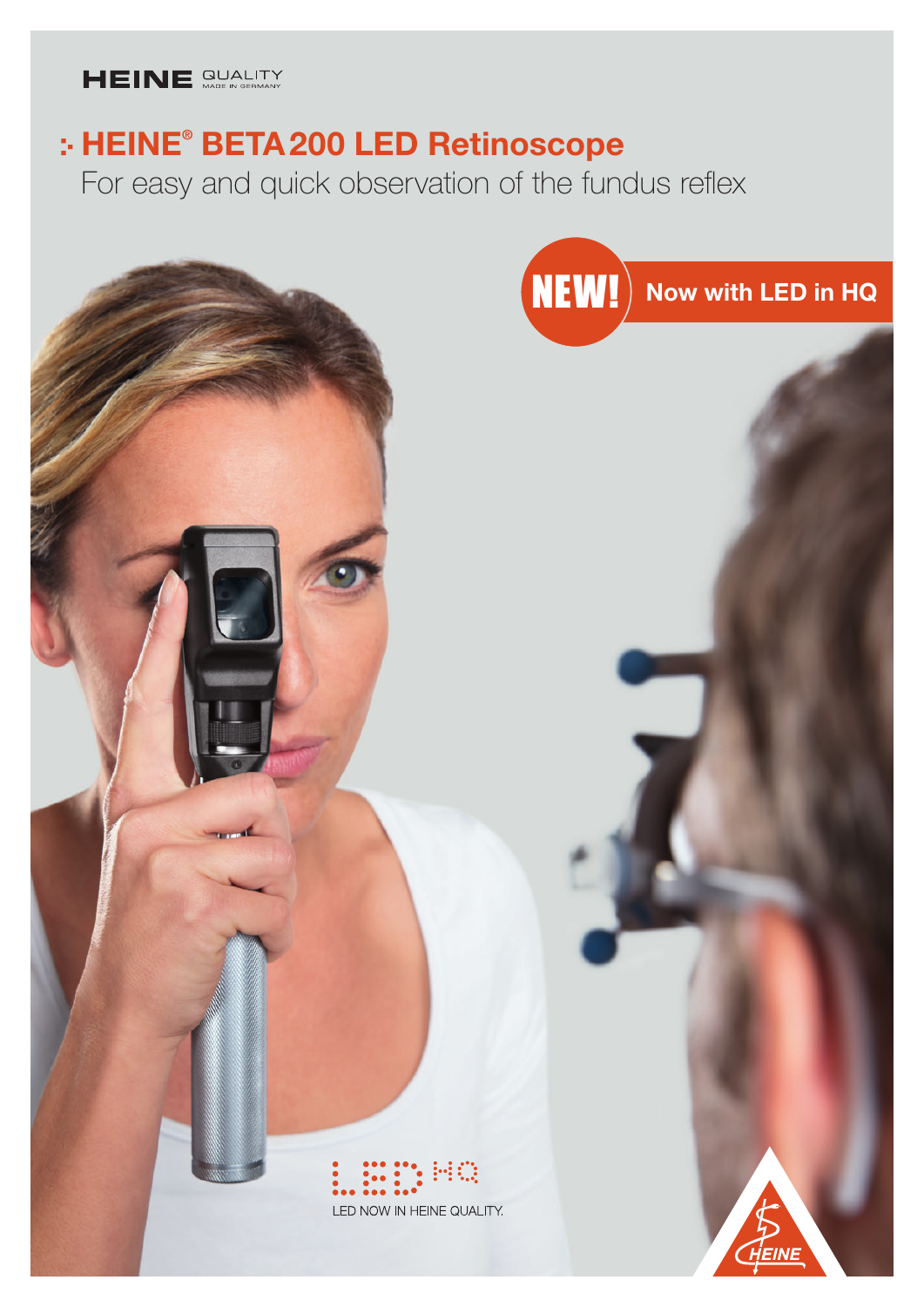HEINE QUALITY MADE IN GERMANY

# HEINE® BETA 200 LED Retinoscope

For easy and quick observation of the fundus reflex

**NEW!** Now with LED in HQ

LED HQ

LED NOW IN HEINE QUALITY.

HEINE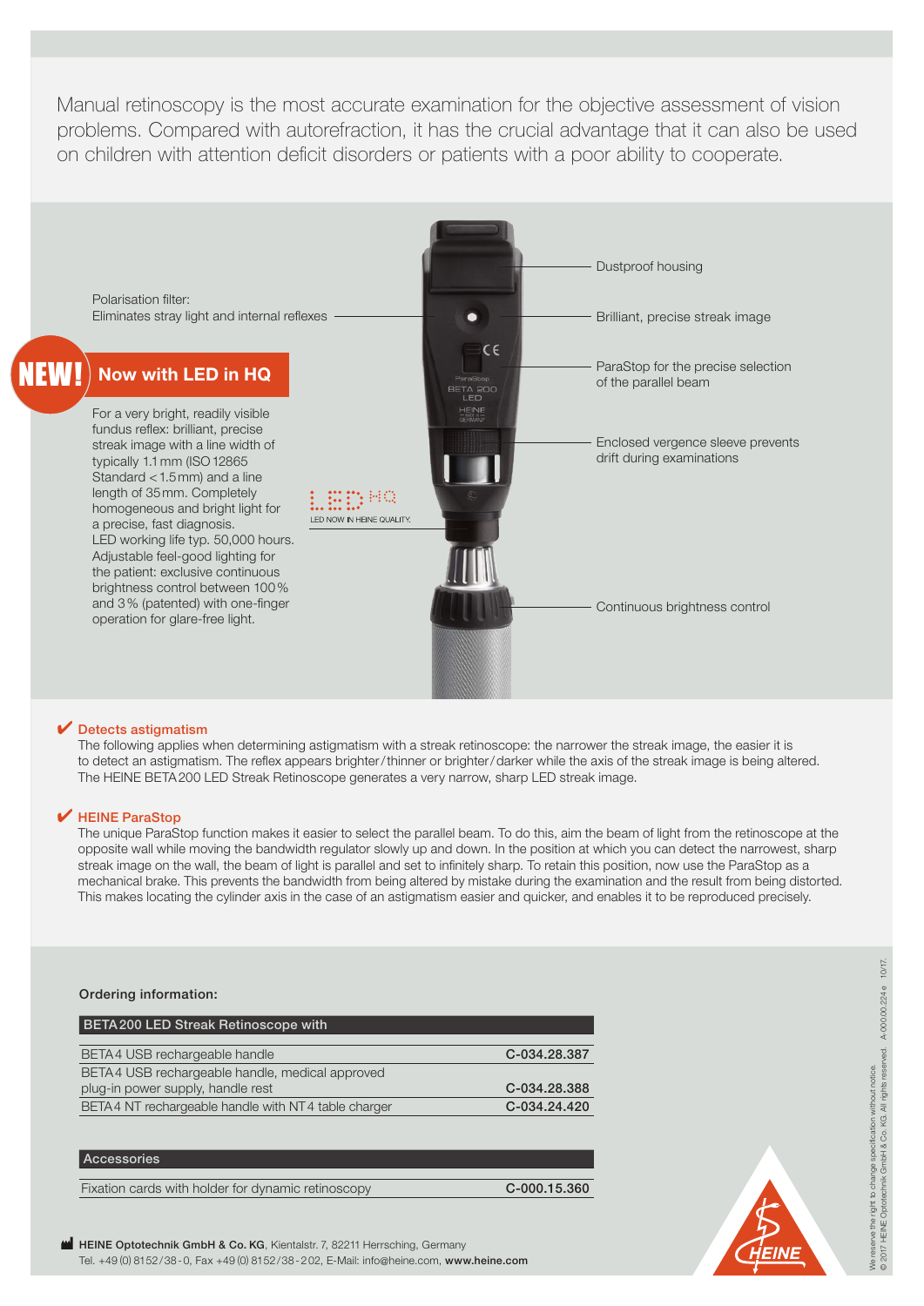Manual retinoscopy is the most accurate examination for the objective assessment of vision problems. Compared with autorefraction, it has the crucial advantage that it can also be used on children with attention deficit disorders or patients with a poor ability to cooperate.

Polarisation filter:
Eliminates stray light and internal reflexes

Dustproof housing

Brilliant, precise streak image

ParaStop for the precise selection of the parallel beam

Enclosed vergence sleeve prevents drift during examinations

Continuous brightness control

**NEW! Now with LED in HQ**

For a very bright, readily visible fundus reflex: brilliant, precise streak image with a line width of typically 1.1 mm (ISO 12865 Standard < 1.5 mm) and a line length of 35 mm. Completely homogeneous and bright light for a precise, fast diagnosis.
LED working life typ. 50,000 hours.
Adjustable feel-good lighting for the patient: exclusive continuous brightness control between 100 % and 3 % (patented) with one-finger operation for glare-free light.

LED HQ
LED NOW IN HEINE QUALITY.

### ✔ Detects astigmatism

The following applies when determining astigmatism with a streak retinoscope: the narrower the streak image, the easier it is to detect an astigmatism. The reflex appears brighter / thinner or brighter / darker while the axis of the streak image is being altered. The HEINE BETA 200 LED Streak Retinoscope generates a very narrow, sharp LED streak image.

### ✔ HEINE ParaStop

The unique ParaStop function makes it easier to select the parallel beam. To do this, aim the beam of light from the retinoscope at the opposite wall while moving the bandwidth regulator slowly up and down. In the position at which you can detect the narrowest, sharp streak image on the wall, the beam of light is parallel and set to infinitely sharp. To retain this position, now use the ParaStop as a mechanical brake. This prevents the bandwidth from being altered by mistake during the examination and the result from being distorted. This makes locating the cylinder axis in the case of an astigmatism easier and quicker, and enables it to be reproduced precisely.

**Ordering information:**

| BETA 200 LED Streak Retinoscope with | |
|---|---|
| BETA 4 USB rechargeable handle | **C-034.28.387** |
| BETA 4 USB rechargeable handle, medical approved plug-in power supply, handle rest | **C-034.28.388** |
| BETA 4 NT rechargeable handle with NT 4 table charger | **C-034.24.420** |

| Accessories | |
|---|---|
| Fixation cards with holder for dynamic retinoscopy | **C-000.15.360** |

**HEINE Optotechnik GmbH & Co. KG**, Kientalstr. 7, 82211 Herrsching, Germany
Tel. +49 (0) 8152 / 38 - 0, Fax +49 (0) 8152 / 38 - 202, E-Mail: info@heine.com, **www.heine.com**

HEINE

We reserve the right to change specification without notice.
© 2017 HEINE Optotechnik GmbH & Co. KG. All rights reserved. A-000.00.224 e 10/17.